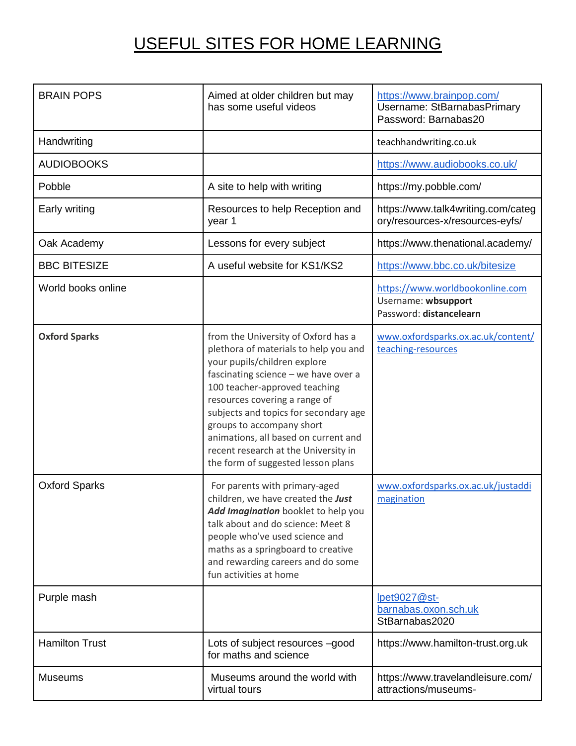# USEFUL SITES FOR HOME LEARNING

| | | |
|---|---|---|
| BRAIN POPS | Aimed at older children but may has some useful videos | https://www.brainpop.com/ Username: StBarnabasPrimary Password: Barnabas20 |
| Handwriting | | teachhandwriting.co.uk |
| AUDIOBOOKS | | https://www.audiobooks.co.uk/ |
| Pobble | A site to help with writing | https://my.pobble.com/ |
| Early writing | Resources to help Reception and year 1 | https://www.talk4writing.com/category/resources-x/resources-eyfs/ |
| Oak Academy | Lessons for every subject | https://www.thenational.academy/ |
| BBC BITESIZE | A useful website for KS1/KS2 | https://www.bbc.co.uk/bitesize |
| World books online | | https://www.worldbookonline.com Username: **wbsupport** Password: **distancelearn** |
| **Oxford Sparks** | from the University of Oxford has a plethora of materials to help you and your pupils/children explore fascinating science – we have over a 100 teacher-approved teaching resources covering a range of subjects and topics for secondary age groups to accompany short animations, all based on current and recent research at the University in the form of suggested lesson plans | www.oxfordsparks.ox.ac.uk/content/teaching-resources |
| Oxford Sparks | For parents with primary-aged children, we have created the ***Just Add Imagination*** booklet to help you talk about and do science: Meet 8 people who've used science and maths as a springboard to creative and rewarding careers and do some fun activities at home | www.oxfordsparks.ox.ac.uk/justaddimagination |
| Purple mash | | lpet9027@st-barnabas.oxon.sch.uk StBarnabas2020 |
| Hamilton Trust | Lots of subject resources –good for maths and science | https://www.hamilton-trust.org.uk |
| Museums | Museums around the world with virtual tours | https://www.travelandleisure.com/attractions/museums- |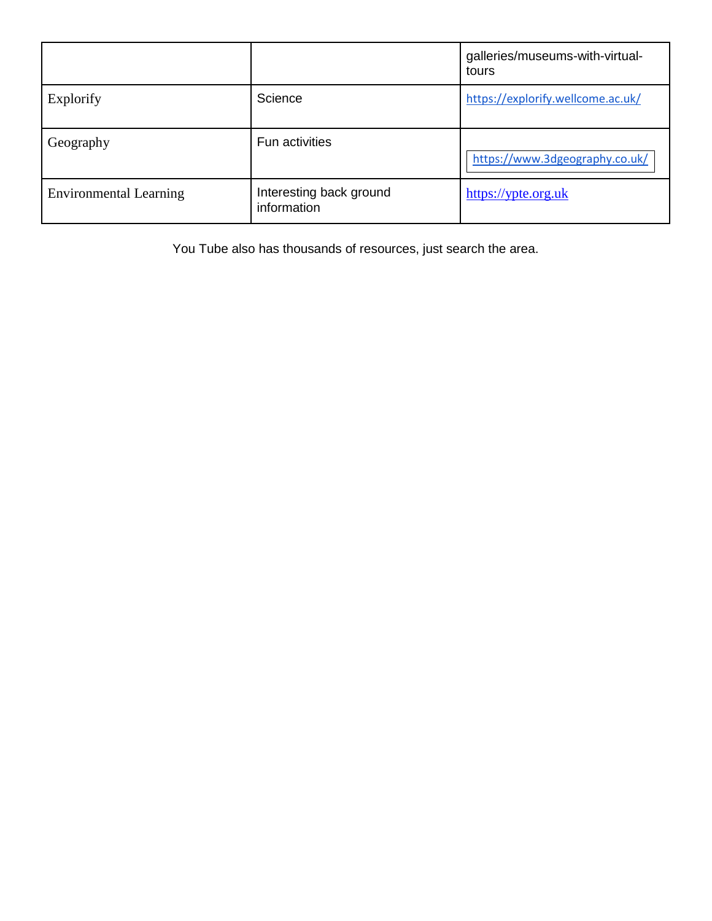| | | |
|---|---|---|
| | | galleries/museums-with-virtual-tours |
| Explorify | Science | https://explorify.wellcome.ac.uk/ |
| Geography | Fun activities | https://www.3dgeography.co.uk/ |
| Environmental Learning | Interesting back ground information | https://ypte.org.uk |

You Tube also has thousands of resources, just search the area.